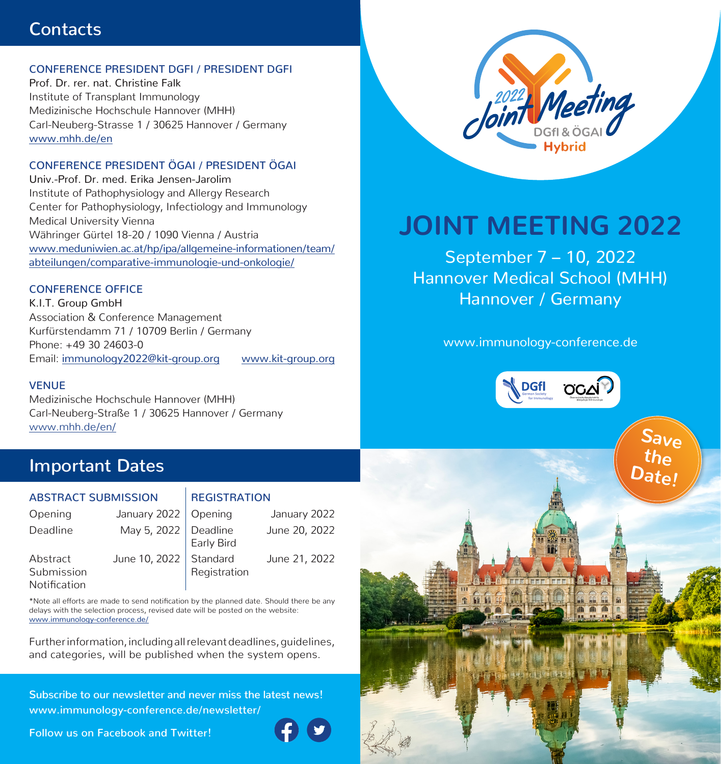## Contacts

**CONFERENCE PRESIDENT DGFI / PRESIDENT DGFI**

Prof. Dr. rer. nat. Christine Falk
Institute of Transplant Immunology
Medizinische Hochschule Hannover (MHH)
Carl-Neuberg-Strasse 1 / 30625 Hannover / Germany
www.mhh.de/en

**CONFERENCE PRESIDENT ÖGAI / PRESIDENT ÖGAI**

Univ.-Prof. Dr. med. Erika Jensen-Jarolim
Institute of Pathophysiology and Allergy Research
Center for Pathophysiology, Infectiology and Immunology
Medical University Vienna
Währinger Gürtel 18-20 / 1090 Vienna / Austria
www.meduniwien.ac.at/hp/ipa/allgemeine-informationen/team/abteilungen/comparative-immunologie-und-onkologie/

**CONFERENCE OFFICE**

K.I.T. Group GmbH
Association & Conference Management
Kurfürstendamm 71 / 10709 Berlin / Germany
Phone: +49 30 24603-0
Email: immunology2022@kit-group.org www.kit-group.org

**VENUE**

Medizinische Hochschule Hannover (MHH)
Carl-Neuberg-Straße 1 / 30625 Hannover / Germany
www.mhh.de/en/

## Important Dates

| ABSTRACT SUBMISSION | | REGISTRATION | |
|---|---|---|---|
| Opening | January 2022 | Opening | January 2022 |
| Deadline | May 5, 2022 | Deadline Early Bird | June 20, 2022 |
| Abstract Submission Notification | June 10, 2022 | Standard Registration | June 21, 2022 |

*Note all efforts are made to send notification by the planned date. Should there be any delays with the selection process, revised date will be posted on the website: www.immunology-conference.de/

Further information, including all relevant deadlines, guidelines, and categories, will be published when the system opens.

**Subscribe to our newsletter and never miss the latest news!**
**www.immunology-conference.de/newsletter/**

**Follow us on Facebook and Twitter!**

2022 Joint Meeting DGfI & ÖGAI Hybrid

# JOINT MEETING 2022

September 7 – 10, 2022
Hannover Medical School (MHH)
Hannover / Germany

www.immunology-conference.de

Save the Date!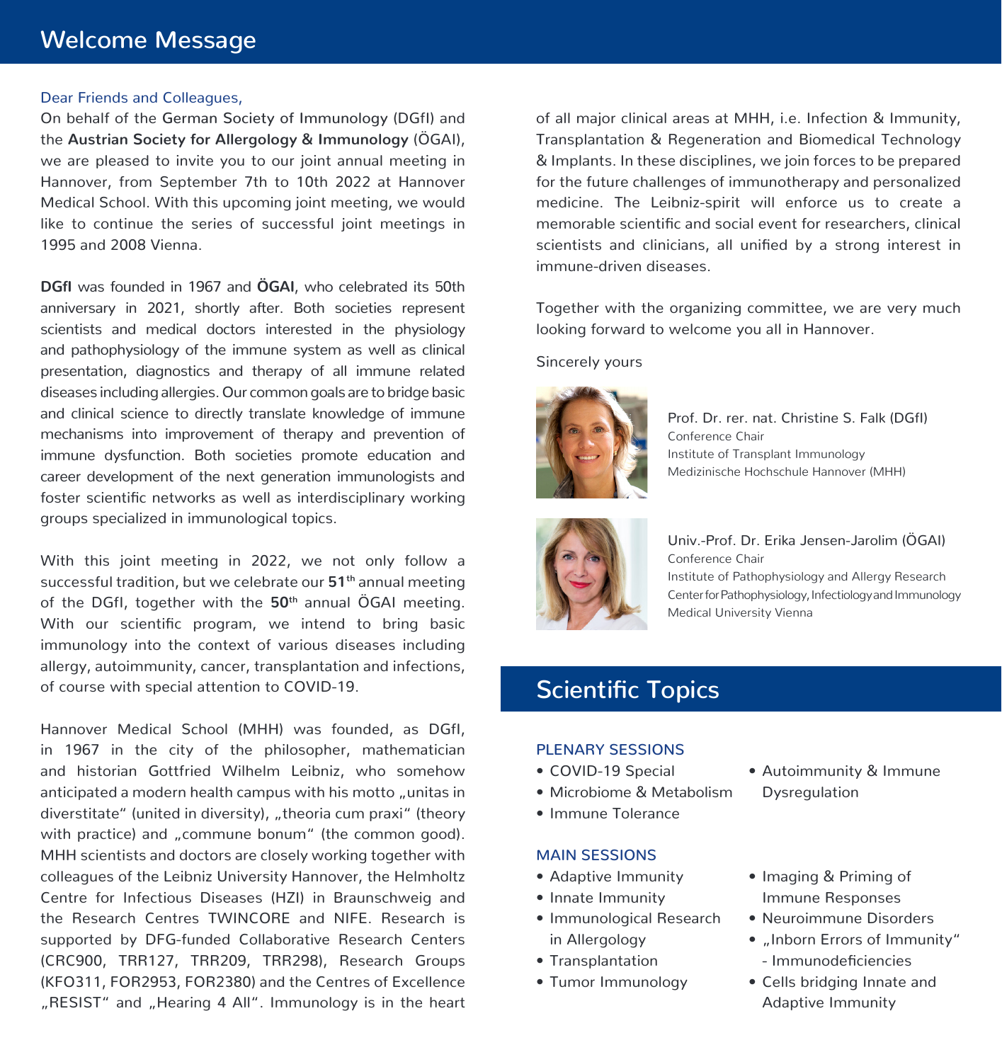# Welcome Message

Dear Friends and Colleagues,

On behalf of the German Society of Immunology (DGfI) and the **Austrian Society for Allergology & Immunology** (ÖGAI), we are pleased to invite you to our joint annual meeting in Hannover, from September 7th to 10th 2022 at Hannover Medical School. With this upcoming joint meeting, we would like to continue the series of successful joint meetings in 1995 and 2008 Vienna.

**DGfI** was founded in 1967 and **ÖGAI**, who celebrated its 50th anniversary in 2021, shortly after. Both societies represent scientists and medical doctors interested in the physiology and pathophysiology of the immune system as well as clinical presentation, diagnostics and therapy of all immune related diseases including allergies. Our common goals are to bridge basic and clinical science to directly translate knowledge of immune mechanisms into improvement of therapy and prevention of immune dysfunction. Both societies promote education and career development of the next generation immunologists and foster scientific networks as well as interdisciplinary working groups specialized in immunological topics.

With this joint meeting in 2022, we not only follow a successful tradition, but we celebrate our **51th** annual meeting of the DGfI, together with the **50th** annual ÖGAI meeting. With our scientific program, we intend to bring basic immunology into the context of various diseases including allergy, autoimmunity, cancer, transplantation and infections, of course with special attention to COVID-19.

Hannover Medical School (MHH) was founded, as DGfI, in 1967 in the city of the philosopher, mathematician and historian Gottfried Wilhelm Leibniz, who somehow anticipated a modern health campus with his motto „unitas in diverstitate“ (united in diversity), „theoria cum praxi“ (theory with practice) and „commune bonum“ (the common good). MHH scientists and doctors are closely working together with colleagues of the Leibniz University Hannover, the Helmholtz Centre for Infectious Diseases (HZI) in Braunschweig and the Research Centres TWINCORE and NIFE. Research is supported by DFG-funded Collaborative Research Centers (CRC900, TRR127, TRR209, TRR298), Research Groups (KFO311, FOR2953, FOR2380) and the Centres of Excellence „RESIST“ and „Hearing 4 All“. Immunology is in the heart of all major clinical areas at MHH, i.e. Infection & Immunity, Transplantation & Regeneration and Biomedical Technology & Implants. In these disciplines, we join forces to be prepared for the future challenges of immunotherapy and personalized medicine. The Leibniz-spirit will enforce us to create a memorable scientific and social event for researchers, clinical scientists and clinicians, all unified by a strong interest in immune-driven diseases.

Together with the organizing committee, we are very much looking forward to welcome you all in Hannover.

Sincerely yours

Prof. Dr. rer. nat. Christine S. Falk (DGfI)
Conference Chair
Institute of Transplant Immunology
Medizinische Hochschule Hannover (MHH)

Univ.-Prof. Dr. Erika Jensen-Jarolim (ÖGAI)
Conference Chair
Institute of Pathophysiology and Allergy Research
Center for Pathophysiology, Infectiology and Immunology
Medical University Vienna

# Scientific Topics

## PLENARY SESSIONS

- COVID-19 Special
- Microbiome & Metabolism
- Immune Tolerance
- Autoimmunity & Immune Dysregulation

## MAIN SESSIONS

- Adaptive Immunity
- Innate Immunity
- Immunological Research in Allergology
- Transplantation
- Tumor Immunology
- Imaging & Priming of Immune Responses
- Neuroimmune Disorders
- „Inborn Errors of Immunity“ - Immunodeficiencies
- Cells bridging Innate and Adaptive Immunity